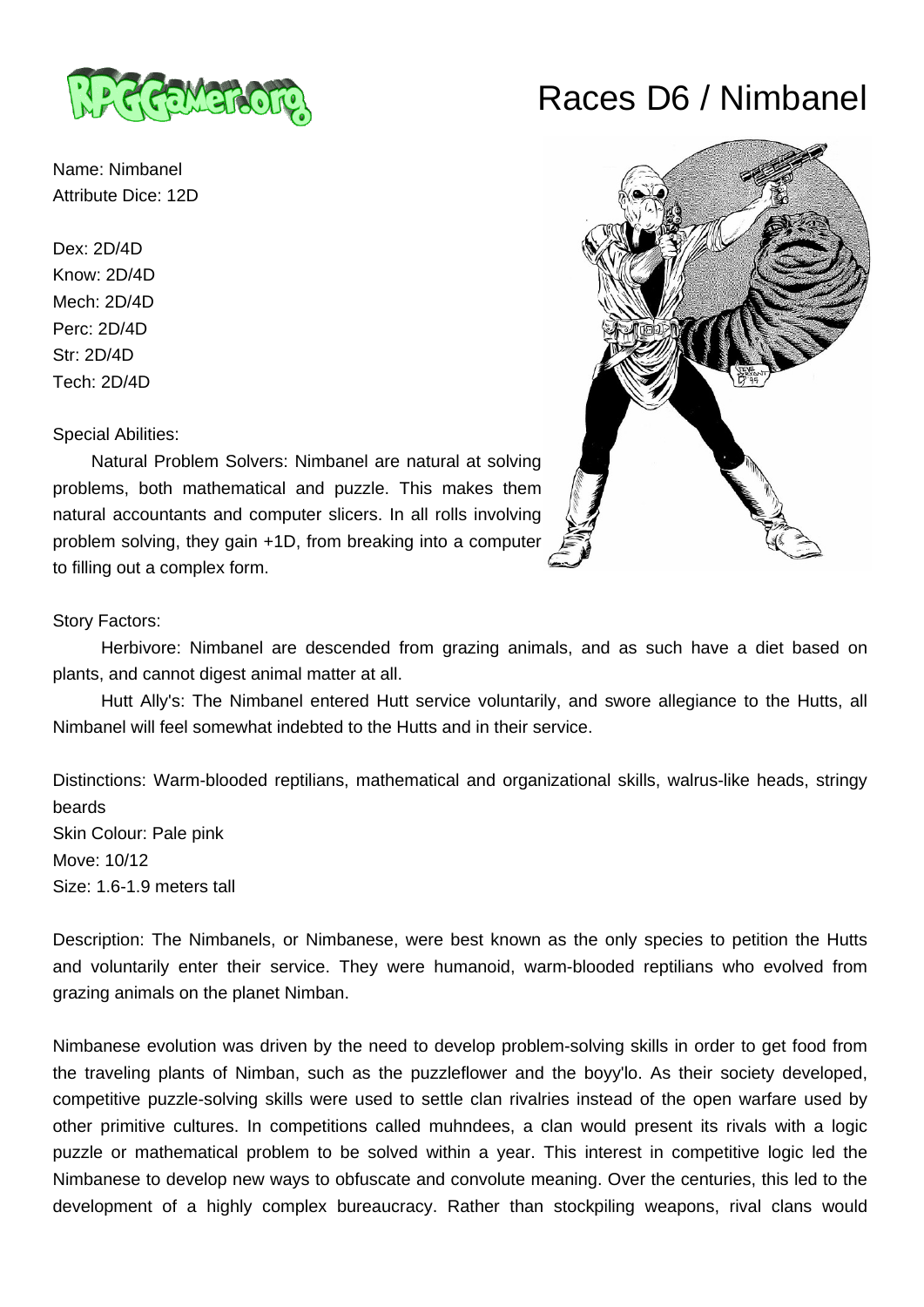# Races D6 / Nimbanel

Name: Nimbanel
Attribute Dice: 12D

Dex: 2D/4D
Know: 2D/4D
Mech: 2D/4D
Perc: 2D/4D
Str: 2D/4D
Tech: 2D/4D

Special Abilities:

Natural Problem Solvers: Nimbanel are natural at solving problems, both mathematical and puzzle. This makes them natural accountants and computer slicers. In all rolls involving problem solving, they gain +1D, from breaking into a computer to filling out a complex form.

Story Factors:

Herbivore: Nimbanel are descended from grazing animals, and as such have a diet based on plants, and cannot digest animal matter at all.

Hutt Ally's: The Nimbanel entered Hutt service voluntarily, and swore allegiance to the Hutts, all Nimbanel will feel somewhat indebted to the Hutts and in their service.

Distinctions: Warm-blooded reptilians, mathematical and organizational skills, walrus-like heads, stringy beards
Skin Colour: Pale pink
Move: 10/12
Size: 1.6-1.9 meters tall

Description: The Nimbanels, or Nimbanese, were best known as the only species to petition the Hutts and voluntarily enter their service. They were humanoid, warm-blooded reptilians who evolved from grazing animals on the planet Nimban.

Nimbanese evolution was driven by the need to develop problem-solving skills in order to get food from the traveling plants of Nimban, such as the puzzleflower and the boyy'lo. As their society developed, competitive puzzle-solving skills were used to settle clan rivalries instead of the open warfare used by other primitive cultures. In competitions called muhndees, a clan would present its rivals with a logic puzzle or mathematical problem to be solved within a year. This interest in competitive logic led the Nimbanese to develop new ways to obfuscate and convolute meaning. Over the centuries, this led to the development of a highly complex bureaucracy. Rather than stockpiling weapons, rival clans would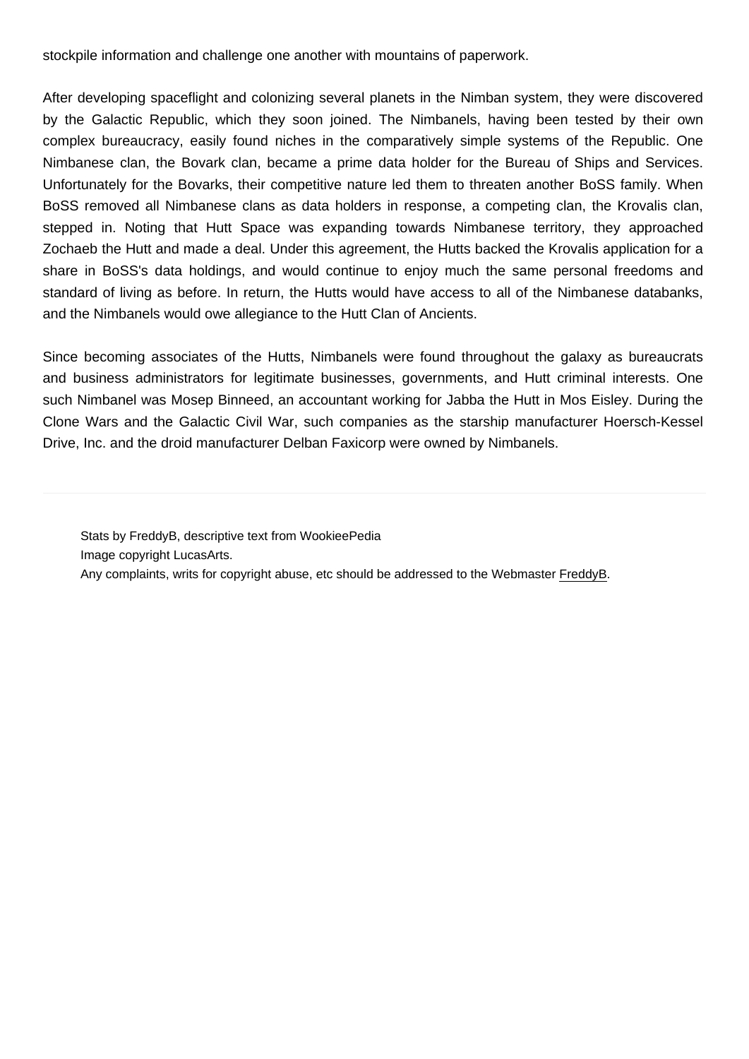stockpile information and challenge one another with mountains of paperwork.

After developing spaceflight and colonizing several planets in the Nimban system, they were discovered by the Galactic Republic, which they soon joined. The Nimbanels, having been tested by their own complex bureaucracy, easily found niches in the comparatively simple systems of the Republic. One Nimbanese clan, the Bovark clan, became a prime data holder for the Bureau of Ships and Services. Unfortunately for the Bovarks, their competitive nature led them to threaten another BoSS family. When BoSS removed all Nimbanese clans as data holders in response, a competing clan, the Krovalis clan, stepped in. Noting that Hutt Space was expanding towards Nimbanese territory, they approached Zochaeb the Hutt and made a deal. Under this agreement, the Hutts backed the Krovalis application for a share in BoSS's data holdings, and would continue to enjoy much the same personal freedoms and standard of living as before. In return, the Hutts would have access to all of the Nimbanese databanks, and the Nimbanels would owe allegiance to the Hutt Clan of Ancients.

Since becoming associates of the Hutts, Nimbanels were found throughout the galaxy as bureaucrats and business administrators for legitimate businesses, governments, and Hutt criminal interests. One such Nimbanel was Mosep Binneed, an accountant working for Jabba the Hutt in Mos Eisley. During the Clone Wars and the Galactic Civil War, such companies as the starship manufacturer Hoersch-Kessel Drive, Inc. and the droid manufacturer Delban Faxicorp were owned by Nimbanels.

---

Stats by FreddyB, descriptive text from WookieePedia
Image copyright LucasArts.
Any complaints, writs for copyright abuse, etc should be addressed to the Webmaster FreddyB.